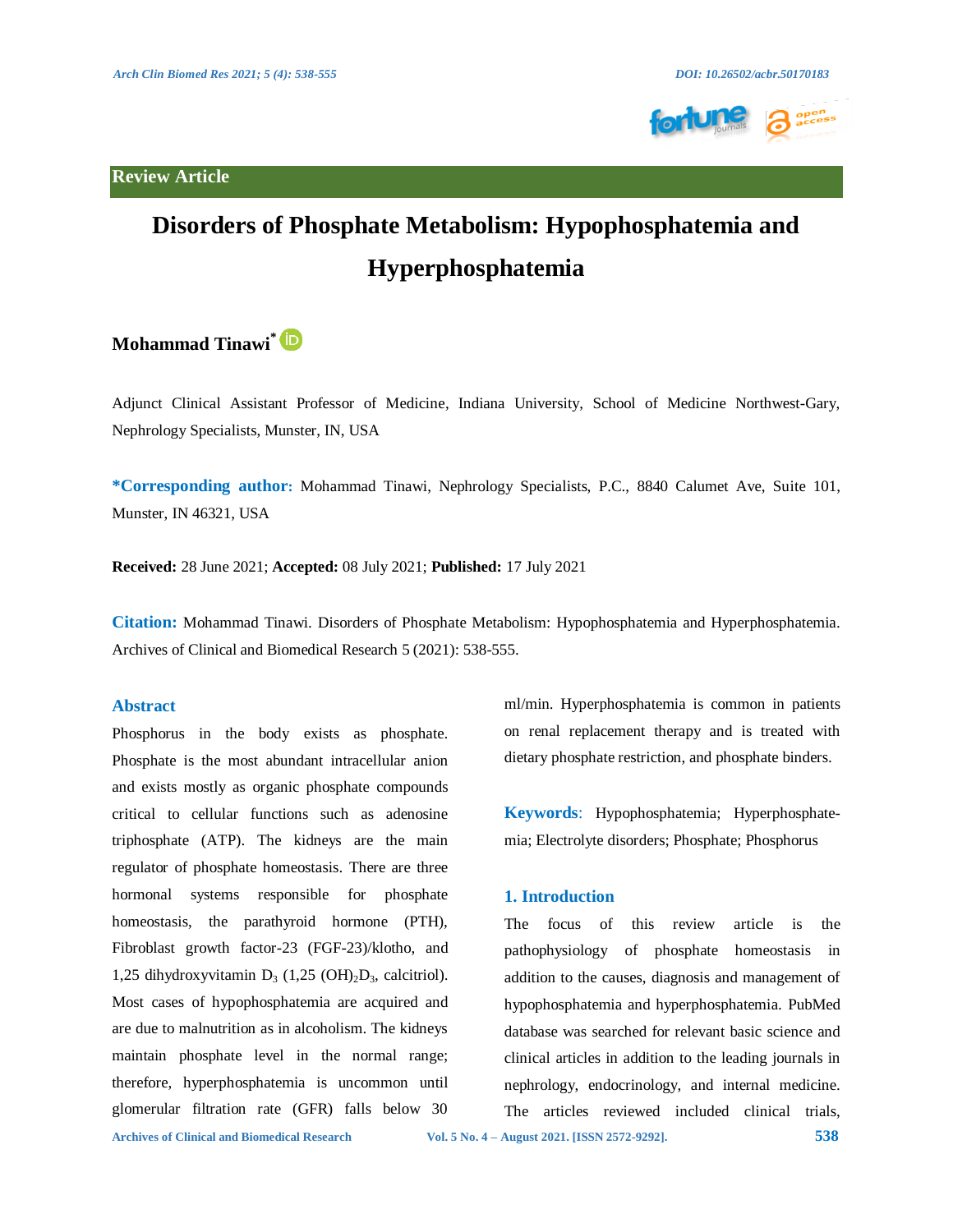Review Article

# Disorders of Phosphate Metabolism: Hypophosphatemia and Hyperphosphatemia

**Mohammad Tinawi***

Adjunct Clinical Assistant Professor of Medicine, Indiana University, School of Medicine Northwest-Gary, Nephrology Specialists, Munster, IN, USA

**\*Corresponding author:** Mohammad Tinawi, Nephrology Specialists, P.C., 8840 Calumet Ave, Suite 101, Munster, IN 46321, USA

**Received:** 28 June 2021; **Accepted:** 08 July 2021; **Published:** 17 July 2021

**Citation:** Mohammad Tinawi. Disorders of Phosphate Metabolism: Hypophosphatemia and Hyperphosphatemia. Archives of Clinical and Biomedical Research 5 (2021): 538-555.

## Abstract

Phosphorus in the body exists as phosphate. Phosphate is the most abundant intracellular anion and exists mostly as organic phosphate compounds critical to cellular functions such as adenosine triphosphate (ATP). The kidneys are the main regulator of phosphate homeostasis. There are three hormonal systems responsible for phosphate homeostasis, the parathyroid hormone (PTH), Fibroblast growth factor-23 (FGF-23)/klotho, and 1,25 dihydroxyvitamin $D_3$ (1,25 $(OH)_2D_3$, calcitriol). Most cases of hypophosphatemia are acquired and are due to malnutrition as in alcoholism. The kidneys maintain phosphate level in the normal range; therefore, hyperphosphatemia is uncommon until glomerular filtration rate (GFR) falls below 30 ml/min. Hyperphosphatemia is common in patients on renal replacement therapy and is treated with dietary phosphate restriction, and phosphate binders.

**Keywords**: Hypophosphatemia; Hyperphosphatemia; Electrolyte disorders; Phosphate; Phosphorus

## 1. Introduction

The focus of this review article is the pathophysiology of phosphate homeostasis in addition to the causes, diagnosis and management of hypophosphatemia and hyperphosphatemia. PubMed database was searched for relevant basic science and clinical articles in addition to the leading journals in nephrology, endocrinology, and internal medicine. The articles reviewed included clinical trials,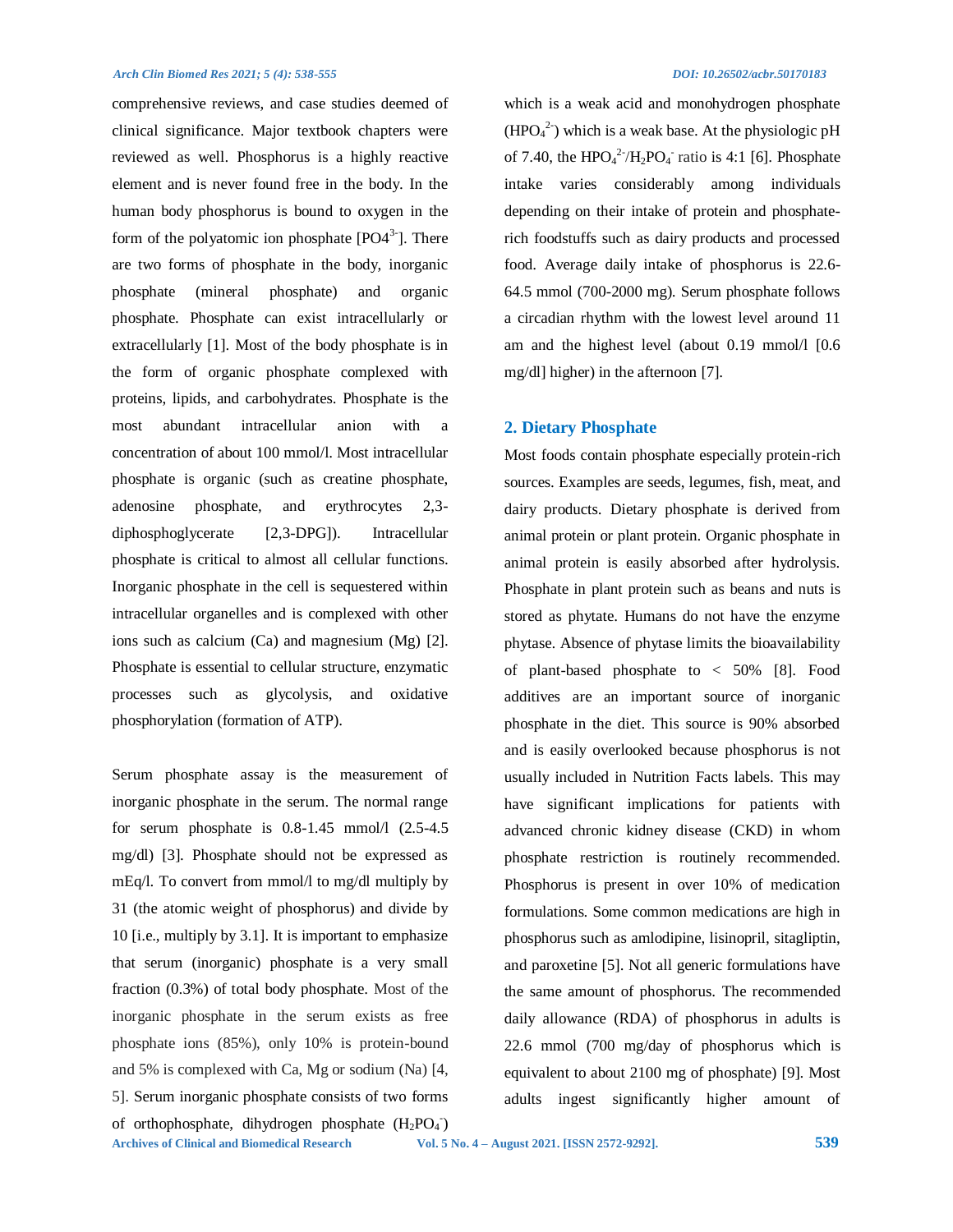comprehensive reviews, and case studies deemed of clinical significance. Major textbook chapters were reviewed as well. Phosphorus is a highly reactive element and is never found free in the body. In the human body phosphorus is bound to oxygen in the form of the polyatomic ion phosphate [$PO4^{3-}$]. There are two forms of phosphate in the body, inorganic phosphate (mineral phosphate) and organic phosphate. Phosphate can exist intracellularly or extracellularly [1]. Most of the body phosphate is in the form of organic phosphate complexed with proteins, lipids, and carbohydrates. Phosphate is the most abundant intracellular anion with a concentration of about 100 mmol/l. Most intracellular phosphate is organic (such as creatine phosphate, adenosine phosphate, and erythrocytes 2,3-diphosphoglycerate [2,3-DPG]). Intracellular phosphate is critical to almost all cellular functions. Inorganic phosphate in the cell is sequestered within intracellular organelles and is complexed with other ions such as calcium (Ca) and magnesium (Mg) [2]. Phosphate is essential to cellular structure, enzymatic processes such as glycolysis, and oxidative phosphorylation (formation of ATP).

Serum phosphate assay is the measurement of inorganic phosphate in the serum. The normal range for serum phosphate is 0.8-1.45 mmol/l (2.5-4.5 mg/dl) [3]. Phosphate should not be expressed as mEq/l. To convert from mmol/l to mg/dl multiply by 31 (the atomic weight of phosphorus) and divide by 10 [i.e., multiply by 3.1]. It is important to emphasize that serum (inorganic) phosphate is a very small fraction (0.3%) of total body phosphate. Most of the inorganic phosphate in the serum exists as free phosphate ions (85%), only 10% is protein-bound and 5% is complexed with Ca, Mg or sodium (Na) [4, 5]. Serum inorganic phosphate consists of two forms of orthophosphate, dihydrogen phosphate ($H_2PO_4^-$) which is a weak acid and monohydrogen phosphate ($HPO_4^{2-}$) which is a weak base. At the physiologic pH of 7.40, the $HPO_4^{2-}/H_2PO_4^-$ ratio is 4:1 [6]. Phosphate intake varies considerably among individuals depending on their intake of protein and phosphate-rich foodstuffs such as dairy products and processed food. Average daily intake of phosphorus is 22.6-64.5 mmol (700-2000 mg). Serum phosphate follows a circadian rhythm with the lowest level around 11 am and the highest level (about 0.19 mmol/l [0.6 mg/dl] higher) in the afternoon [7].

## 2. Dietary Phosphate

Most foods contain phosphate especially protein-rich sources. Examples are seeds, legumes, fish, meat, and dairy products. Dietary phosphate is derived from animal protein or plant protein. Organic phosphate in animal protein is easily absorbed after hydrolysis. Phosphate in plant protein such as beans and nuts is stored as phytate. Humans do not have the enzyme phytase. Absence of phytase limits the bioavailability of plant-based phosphate to < 50% [8]. Food additives are an important source of inorganic phosphate in the diet. This source is 90% absorbed and is easily overlooked because phosphorus is not usually included in Nutrition Facts labels. This may have significant implications for patients with advanced chronic kidney disease (CKD) in whom phosphate restriction is routinely recommended. Phosphorus is present in over 10% of medication formulations. Some common medications are high in phosphorus such as amlodipine, lisinopril, sitagliptin, and paroxetine [5]. Not all generic formulations have the same amount of phosphorus. The recommended daily allowance (RDA) of phosphorus in adults is 22.6 mmol (700 mg/day of phosphorus which is equivalent to about 2100 mg of phosphate) [9]. Most adults ingest significantly higher amount of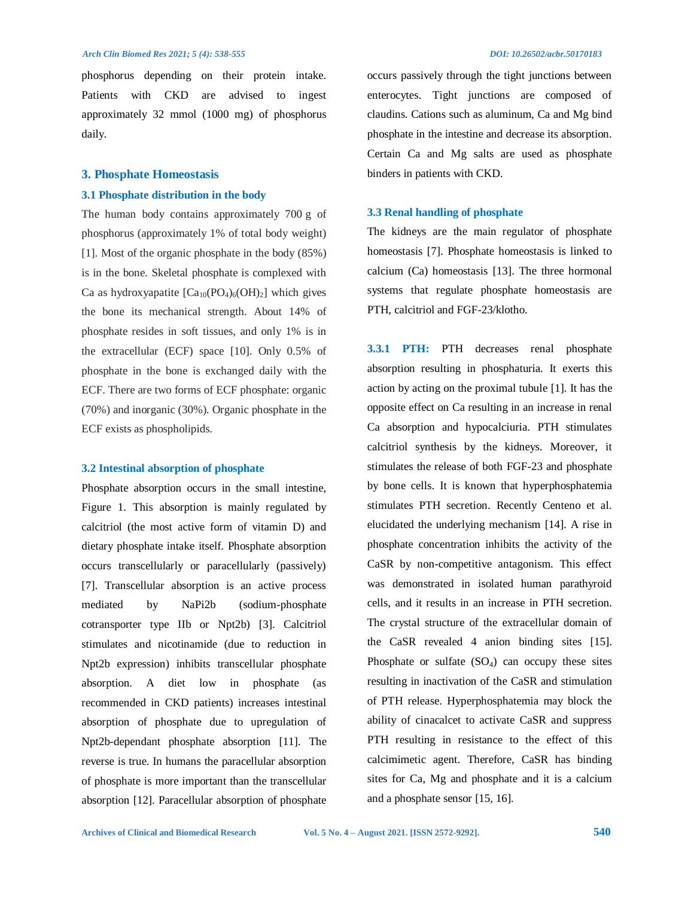phosphorus depending on their protein intake. Patients with CKD are advised to ingest approximately 32 mmol (1000 mg) of phosphorus daily.

## 3. Phosphate Homeostasis

### 3.1 Phosphate distribution in the body

The human body contains approximately 700 g of phosphorus (approximately 1% of total body weight) [1]. Most of the organic phosphate in the body (85%) is in the bone. Skeletal phosphate is complexed with Ca as hydroxyapatite [$Ca_{10}(PO_4)_6(OH)_2$] which gives the bone its mechanical strength. About 14% of phosphate resides in soft tissues, and only 1% is in the extracellular (ECF) space [10]. Only 0.5% of phosphate in the bone is exchanged daily with the ECF. There are two forms of ECF phosphate: organic (70%) and inorganic (30%). Organic phosphate in the ECF exists as phospholipids.

### 3.2 Intestinal absorption of phosphate

Phosphate absorption occurs in the small intestine, Figure 1. This absorption is mainly regulated by calcitriol (the most active form of vitamin D) and dietary phosphate intake itself. Phosphate absorption occurs transcellularly or paracellularly (passively) [7]. Transcellular absorption is an active process mediated by NaPi2b (sodium-phosphate cotransporter type IIb or Npt2b) [3]. Calcitriol stimulates and nicotinamide (due to reduction in Npt2b expression) inhibits transcellular phosphate absorption. A diet low in phosphate (as recommended in CKD patients) increases intestinal absorption of phosphate due to upregulation of Npt2b-dependant phosphate absorption [11]. The reverse is true. In humans the paracellular absorption of phosphate is more important than the transcellular absorption [12]. Paracellular absorption of phosphate occurs passively through the tight junctions between enterocytes. Tight junctions are composed of claudins. Cations such as aluminum, Ca and Mg bind phosphate in the intestine and decrease its absorption. Certain Ca and Mg salts are used as phosphate binders in patients with CKD.

### 3.3 Renal handling of phosphate

The kidneys are the main regulator of phosphate homeostasis [7]. Phosphate homeostasis is linked to calcium (Ca) homeostasis [13]. The three hormonal systems that regulate phosphate homeostasis are PTH, calcitriol and FGF-23/klotho.

**3.3.1 PTH:** PTH decreases renal phosphate absorption resulting in phosphaturia. It exerts this action by acting on the proximal tubule [1]. It has the opposite effect on Ca resulting in an increase in renal Ca absorption and hypocalciuria. PTH stimulates calcitriol synthesis by the kidneys. Moreover, it stimulates the release of both FGF-23 and phosphate by bone cells. It is known that hyperphosphatemia stimulates PTH secretion. Recently Centeno et al. elucidated the underlying mechanism [14]. A rise in phosphate concentration inhibits the activity of the CaSR by non-competitive antagonism. This effect was demonstrated in isolated human parathyroid cells, and it results in an increase in PTH secretion. The crystal structure of the extracellular domain of the CaSR revealed 4 anion binding sites [15]. Phosphate or sulfate ($SO_4$) can occupy these sites resulting in inactivation of the CaSR and stimulation of PTH release. Hyperphosphatemia may block the ability of cinacalcet to activate CaSR and suppress PTH resulting in resistance to the effect of this calcimimetic agent. Therefore, CaSR has binding sites for Ca, Mg and phosphate and it is a calcium and a phosphate sensor [15, 16].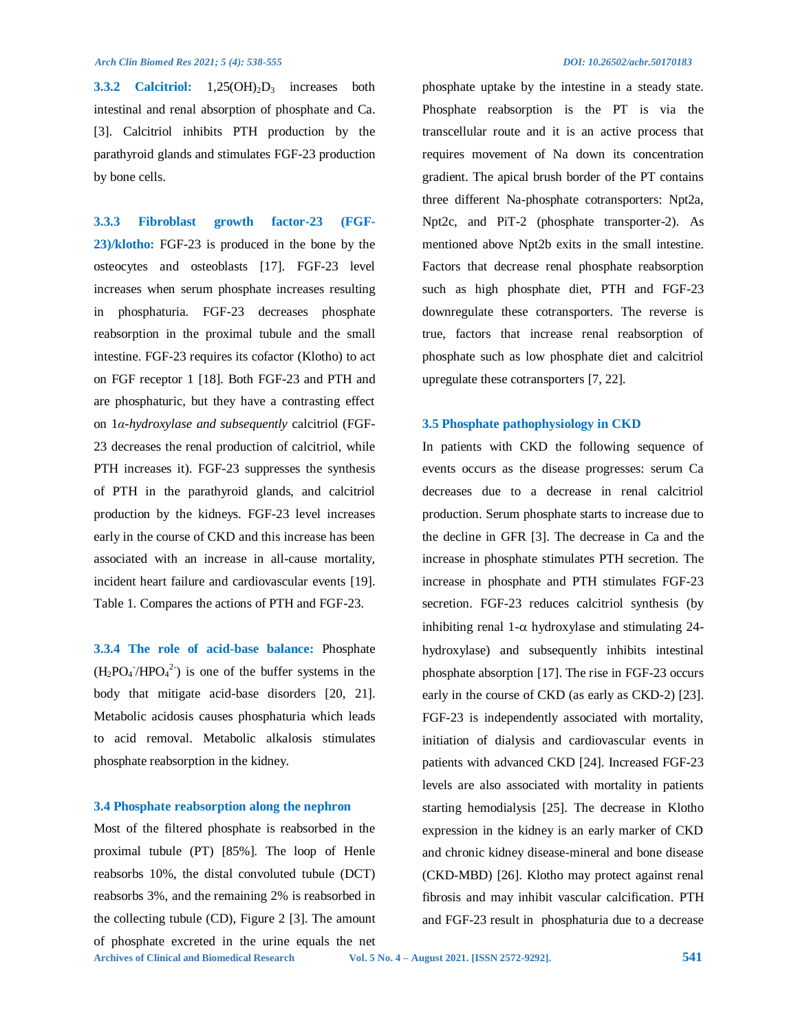**3.3.2 Calcitriol:** $1,25(OH)_2D_3$ increases both intestinal and renal absorption of phosphate and Ca. [3]. Calcitriol inhibits PTH production by the parathyroid glands and stimulates FGF-23 production by bone cells.

**3.3.3 Fibroblast growth factor-23 (FGF-23)/klotho:** FGF-23 is produced in the bone by the osteocytes and osteoblasts [17]. FGF-23 level increases when serum phosphate increases resulting in phosphaturia. FGF-23 decreases phosphate reabsorption in the proximal tubule and the small intestine. FGF-23 requires its cofactor (Klotho) to act on FGF receptor 1 [18]. Both FGF-23 and PTH and are phosphaturic, but they have a contrasting effect on 1*α-hydroxylase and subsequently* calcitriol (FGF-23 decreases the renal production of calcitriol, while PTH increases it). FGF-23 suppresses the synthesis of PTH in the parathyroid glands, and calcitriol production by the kidneys. FGF-23 level increases early in the course of CKD and this increase has been associated with an increase in all-cause mortality, incident heart failure and cardiovascular events [19]. Table 1. Compares the actions of PTH and FGF-23.

**3.3.4 The role of acid-base balance:** Phosphate ($H_2PO_4^-/HPO_4^{2-}$) is one of the buffer systems in the body that mitigate acid-base disorders [20, 21]. Metabolic acidosis causes phosphaturia which leads to acid removal. Metabolic alkalosis stimulates phosphate reabsorption in the kidney.

### 3.4 Phosphate reabsorption along the nephron

Most of the filtered phosphate is reabsorbed in the proximal tubule (PT) [85%]. The loop of Henle reabsorbs 10%, the distal convoluted tubule (DCT) reabsorbs 3%, and the remaining 2% is reabsorbed in the collecting tubule (CD), Figure 2 [3]. The amount of phosphate excreted in the urine equals the net phosphate uptake by the intestine in a steady state. Phosphate reabsorption is the PT is via the transcellular route and it is an active process that requires movement of Na down its concentration gradient. The apical brush border of the PT contains three different Na-phosphate cotransporters: Npt2a, Npt2c, and PiT-2 (phosphate transporter-2). As mentioned above Npt2b exits in the small intestine. Factors that decrease renal phosphate reabsorption such as high phosphate diet, PTH and FGF-23 downregulate these cotransporters. The reverse is true, factors that increase renal reabsorption of phosphate such as low phosphate diet and calcitriol upregulate these cotransporters [7, 22].

### 3.5 Phosphate pathophysiology in CKD

In patients with CKD the following sequence of events occurs as the disease progresses: serum Ca decreases due to a decrease in renal calcitriol production. Serum phosphate starts to increase due to the decline in GFR [3]. The decrease in Ca and the increase in phosphate stimulates PTH secretion. The increase in phosphate and PTH stimulates FGF-23 secretion. FGF-23 reduces calcitriol synthesis (by inhibiting renal 1-α hydroxylase and stimulating 24-hydroxylase) and subsequently inhibits intestinal phosphate absorption [17]. The rise in FGF-23 occurs early in the course of CKD (as early as CKD-2) [23]. FGF-23 is independently associated with mortality, initiation of dialysis and cardiovascular events in patients with advanced CKD [24]. Increased FGF-23 levels are also associated with mortality in patients starting hemodialysis [25]. The decrease in Klotho expression in the kidney is an early marker of CKD and chronic kidney disease-mineral and bone disease (CKD-MBD) [26]. Klotho may protect against renal fibrosis and may inhibit vascular calcification. PTH and FGF-23 result in phosphaturia due to a decrease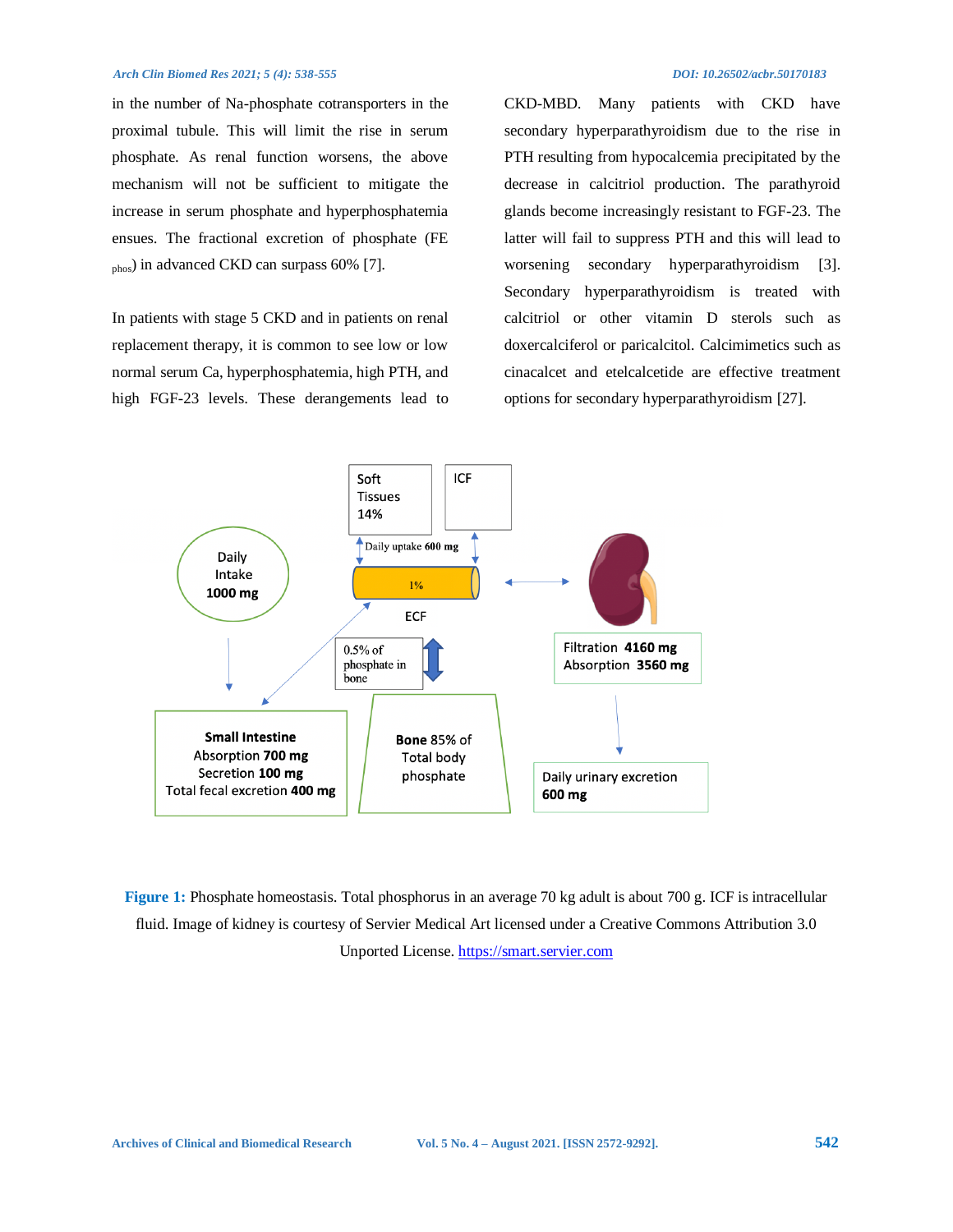in the number of Na-phosphate cotransporters in the proximal tubule. This will limit the rise in serum phosphate. As renal function worsens, the above mechanism will not be sufficient to mitigate the increase in serum phosphate and hyperphosphatemia ensues. The fractional excretion of phosphate (FE $_{phos}$) in advanced CKD can surpass 60% [7].

In patients with stage 5 CKD and in patients on renal replacement therapy, it is common to see low or low normal serum Ca, hyperphosphatemia, high PTH, and high FGF-23 levels. These derangements lead to CKD-MBD. Many patients with CKD have secondary hyperparathyroidism due to the rise in PTH resulting from hypocalcemia precipitated by the decrease in calcitriol production. The parathyroid glands become increasingly resistant to FGF-23. The latter will fail to suppress PTH and this will lead to worsening secondary hyperparathyroidism [3]. Secondary hyperparathyroidism is treated with calcitriol or other vitamin D sterols such as doxercalciferol or paricalcitol. Calcimimetics such as cinacalcet and etelcalcetide are effective treatment options for secondary hyperparathyroidism [27].

Soft Tissues 14%

ICF

Daily uptake 600 mg

Daily Intake 1000 mg

1%

ECF

0.5% of phosphate in bone

Filtration 4160 mg
Absorption 3560 mg

Small Intestine
Absorption 700 mg
Secretion 100 mg
Total fecal excretion 400 mg

Bone 85% of Total body phosphate

Daily urinary excretion 600 mg

**Figure 1:** Phosphate homeostasis. Total phosphorus in an average 70 kg adult is about 700 g. ICF is intracellular fluid. Image of kidney is courtesy of Servier Medical Art licensed under a Creative Commons Attribution 3.0 Unported License. https://smart.servier.com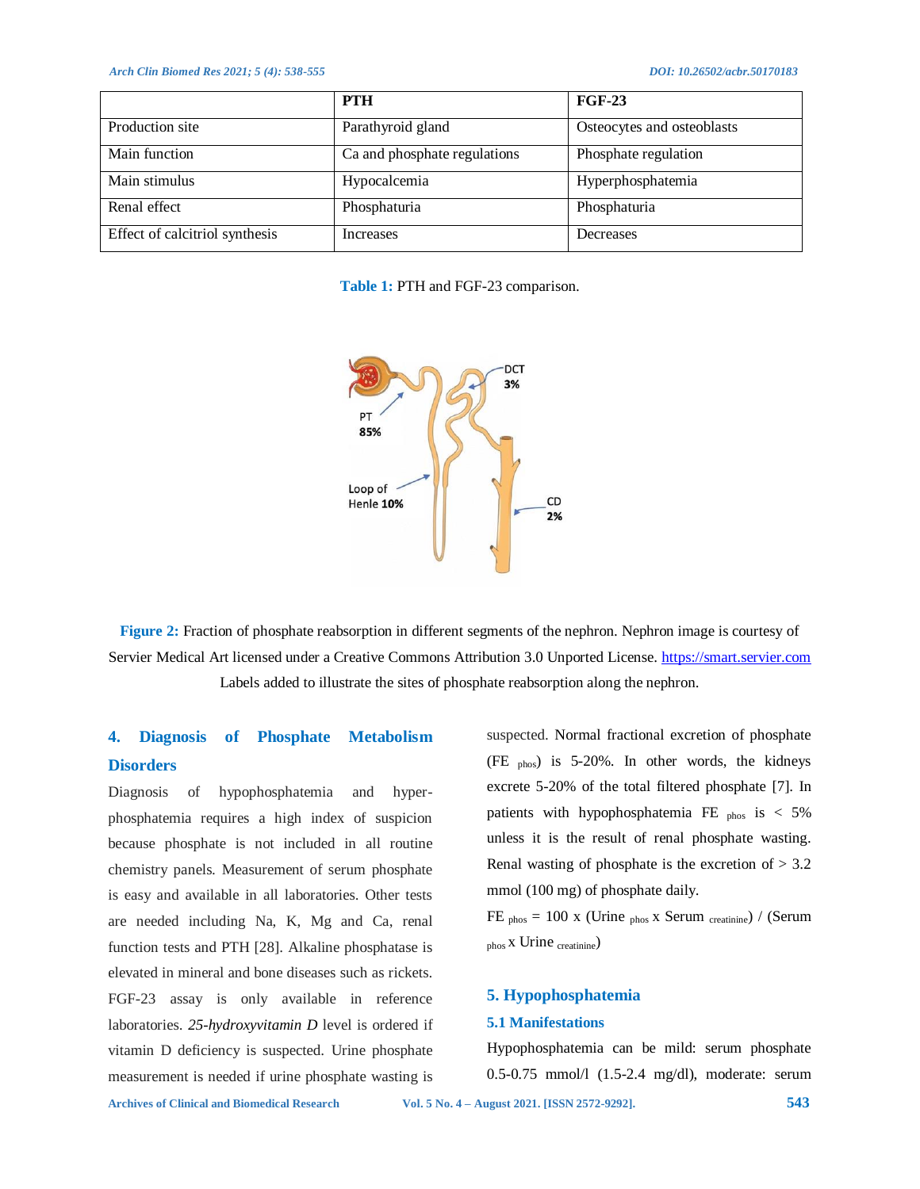| | PTH | FGF-23 |
|---|---|---|
| Production site | Parathyroid gland | Osteocytes and osteoblasts |
| Main function | Ca and phosphate regulations | Phosphate regulation |
| Main stimulus | Hypocalcemia | Hyperphosphatemia |
| Renal effect | Phosphaturia | Phosphaturia |
| Effect of calcitriol synthesis | Increases | Decreases |

**Table 1:** PTH and FGF-23 comparison.

**Figure 2:** Fraction of phosphate reabsorption in different segments of the nephron. Nephron image is courtesy of Servier Medical Art licensed under a Creative Commons Attribution 3.0 Unported License. https://smart.servier.com Labels added to illustrate the sites of phosphate reabsorption along the nephron.

## 4. Diagnosis of Phosphate Metabolism Disorders

Diagnosis of hypophosphatemia and hyper-phosphatemia requires a high index of suspicion because phosphate is not included in all routine chemistry panels. Measurement of serum phosphate is easy and available in all laboratories. Other tests are needed including Na, K, Mg and Ca, renal function tests and PTH [28]. Alkaline phosphatase is elevated in mineral and bone diseases such as rickets. FGF-23 assay is only available in reference laboratories. *25-hydroxyvitamin D* level is ordered if vitamin D deficiency is suspected. Urine phosphate measurement is needed if urine phosphate wasting is suspected. Normal fractional excretion of phosphate ($FE_{phos}$) is 5-20%. In other words, the kidneys excrete 5-20% of the total filtered phosphate [7]. In patients with hypophosphatemia $FE_{phos}$ is < 5% unless it is the result of renal phosphate wasting. Renal wasting of phosphate is the excretion of > 3.2 mmol (100 mg) of phosphate daily.

$FE_{phos} = 100 \times (Urine_{phos} \times Serum_{creatinine}) / (Serum_{phos} \times Urine_{creatinine})$

## 5. Hypophosphatemia

### 5.1 Manifestations

Hypophosphatemia can be mild: serum phosphate 0.5-0.75 mmol/l (1.5-2.4 mg/dl), moderate: serum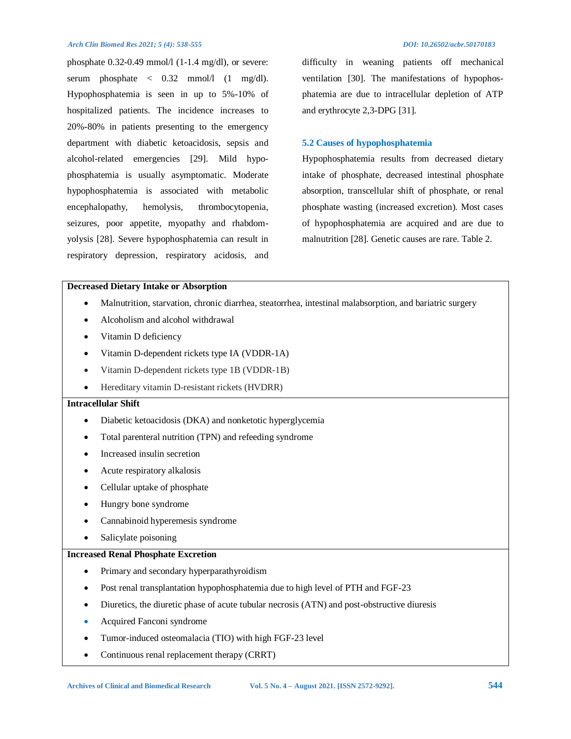phosphate 0.32-0.49 mmol/l (1-1.4 mg/dl), or severe: serum phosphate < 0.32 mmol/l (1 mg/dl). Hypophosphatemia is seen in up to 5%-10% of hospitalized patients. The incidence increases to 20%-80% in patients presenting to the emergency department with diabetic ketoacidosis, sepsis and alcohol-related emergencies [29]. Mild hypophosphatemia is usually asymptomatic. Moderate hypophosphatemia is associated with metabolic encephalopathy, hemolysis, thrombocytopenia, seizures, poor appetite, myopathy and rhabdomyolysis [28]. Severe hypophosphatemia can result in respiratory depression, respiratory acidosis, and difficulty in weaning patients off mechanical ventilation [30]. The manifestations of hypophosphatemia are due to intracellular depletion of ATP and erythrocyte 2,3-DPG [31].

### 5.2 Causes of hypophosphatemia

Hypophosphatemia results from decreased dietary intake of phosphate, decreased intestinal phosphate absorption, transcellular shift of phosphate, or renal phosphate wasting (increased excretion). Most cases of hypophosphatemia are acquired and are due to malnutrition [28]. Genetic causes are rare. Table 2.

| **Decreased Dietary Intake or Absorption** |
|---|
| • Malnutrition, starvation, chronic diarrhea, steatorrhea, intestinal malabsorption, and bariatric surgery<br>• Alcoholism and alcohol withdrawal<br>• Vitamin D deficiency<br>• Vitamin D-dependent rickets type IA (VDDR-1A)<br>• Vitamin D-dependent rickets type 1B (VDDR-1B)<br>• Hereditary vitamin D-resistant rickets (HVDRR) |
| **Intracellular Shift** |
| • Diabetic ketoacidosis (DKA) and nonketotic hyperglycemia<br>• Total parenteral nutrition (TPN) and refeeding syndrome<br>• Increased insulin secretion<br>• Acute respiratory alkalosis<br>• Cellular uptake of phosphate<br>• Hungry bone syndrome<br>• Cannabinoid hyperemesis syndrome<br>• Salicylate poisoning |
| **Increased Renal Phosphate Excretion** |
| • Primary and secondary hyperparathyroidism<br>• Post renal transplantation hypophosphatemia due to high level of PTH and FGF-23<br>• Diuretics, the diuretic phase of acute tubular necrosis (ATN) and post-obstructive diuresis<br>• Acquired Fanconi syndrome<br>• Tumor-induced osteomalacia (TIO) with high FGF-23 level<br>• Continuous renal replacement therapy (CRRT) |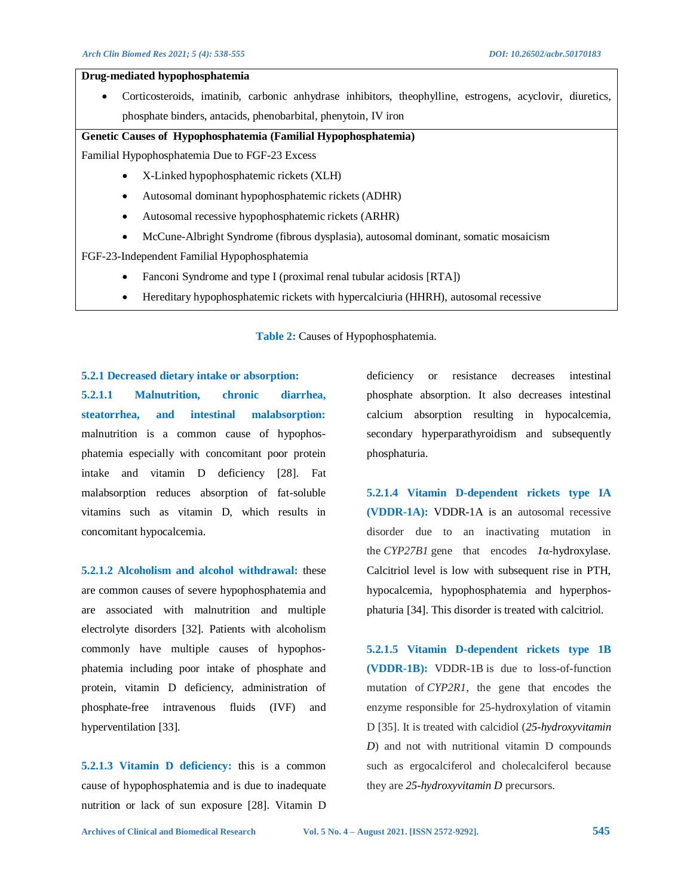| **Drug-mediated hypophosphatemia** |
|---|
| • Corticosteroids, imatinib, carbonic anhydrase inhibitors, theophylline, estrogens, acyclovir, diuretics, phosphate binders, antacids, phenobarbital, phenytoin, IV iron |
| **Genetic Causes of Hypophosphatemia (Familial Hypophosphatemia)** |
| Familial Hypophosphatemia Due to FGF-23 Excess |
| • X-Linked hypophosphatemic rickets (XLH) |
| • Autosomal dominant hypophosphatemic rickets (ADHR) |
| • Autosomal recessive hypophosphatemic rickets (ARHR) |
| • McCune-Albright Syndrome (fibrous dysplasia), autosomal dominant, somatic mosaicism |
| FGF-23-Independent Familial Hypophosphatemia |
| • Fanconi Syndrome and type I (proximal renal tubular acidosis [RTA]) |
| • Hereditary hypophosphatemic rickets with hypercalciuria (HHRH), autosomal recessive |

**Table 2:** Causes of Hypophosphatemia.

#### 5.2.1 Decreased dietary intake or absorption:

**5.2.1.1 Malnutrition, chronic diarrhea, steatorrhea, and intestinal malabsorption:** malnutrition is a common cause of hypophosphatemia especially with concomitant poor protein intake and vitamin D deficiency [28]. Fat malabsorption reduces absorption of fat-soluble vitamins such as vitamin D, which results in concomitant hypocalcemia.

**5.2.1.2 Alcoholism and alcohol withdrawal:** these are common causes of severe hypophosphatemia and are associated with malnutrition and multiple electrolyte disorders [32]. Patients with alcoholism commonly have multiple causes of hypophosphatemia including poor intake of phosphate and protein, vitamin D deficiency, administration of phosphate-free intravenous fluids (IVF) and hyperventilation [33].

**5.2.1.3 Vitamin D deficiency:** this is a common cause of hypophosphatemia and is due to inadequate nutrition or lack of sun exposure [28]. Vitamin D deficiency or resistance decreases intestinal phosphate absorption. It also decreases intestinal calcium absorption resulting in hypocalcemia, secondary hyperparathyroidism and subsequently phosphaturia.

**5.2.1.4 Vitamin D-dependent rickets type IA (VDDR-1A):** VDDR-1A is an autosomal recessive disorder due to an inactivating mutation in the *CYP27B1* gene that encodes *1*α-hydroxylase. Calcitriol level is low with subsequent rise in PTH, hypocalcemia, hypophosphatemia and hyperphosphaturia [34]. This disorder is treated with calcitriol.

**5.2.1.5 Vitamin D-dependent rickets type 1B (VDDR-1B):** VDDR-1B is due to loss-of-function mutation of *CYP2R1*, the gene that encodes the enzyme responsible for 25-hydroxylation of vitamin D [35]. It is treated with calcidiol (*25-hydroxyvitamin D*) and not with nutritional vitamin D compounds such as ergocalciferol and cholecalciferol because they are *25-hydroxyvitamin D* precursors.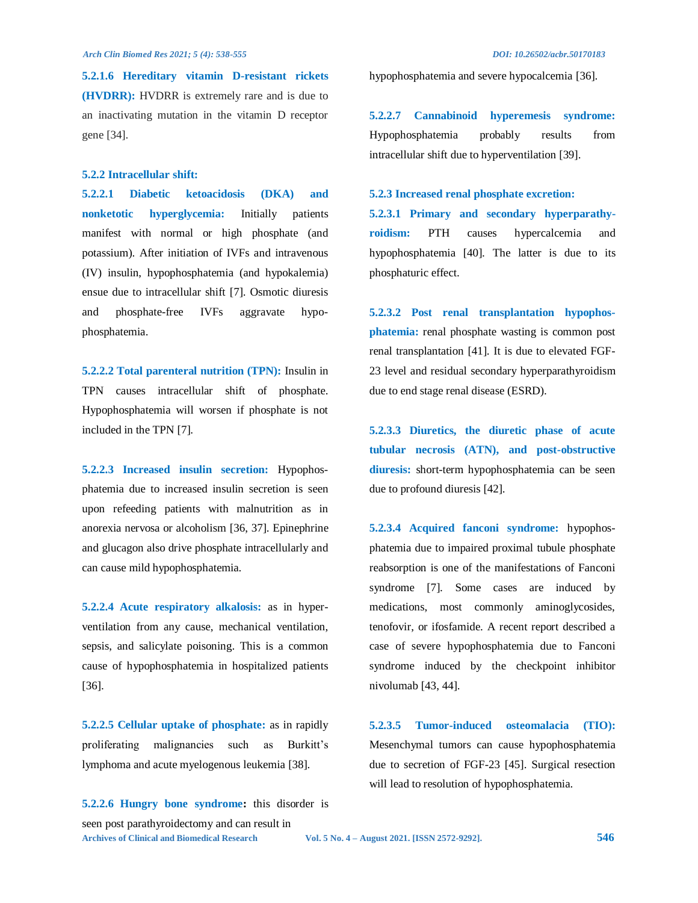**5.2.1.6 Hereditary vitamin D-resistant rickets (HVDRR):** HVDRR is extremely rare and is due to an inactivating mutation in the vitamin D receptor gene [34].

#### 5.2.2 Intracellular shift:

**5.2.2.1 Diabetic ketoacidosis (DKA) and nonketotic hyperglycemia:** Initially patients manifest with normal or high phosphate (and potassium). After initiation of IVFs and intravenous (IV) insulin, hypophosphatemia (and hypokalemia) ensue due to intracellular shift [7]. Osmotic diuresis and phosphate-free IVFs aggravate hypophosphatemia.

**5.2.2.2 Total parenteral nutrition (TPN):** Insulin in TPN causes intracellular shift of phosphate. Hypophosphatemia will worsen if phosphate is not included in the TPN [7].

**5.2.2.3 Increased insulin secretion:** Hypophosphatemia due to increased insulin secretion is seen upon refeeding patients with malnutrition as in anorexia nervosa or alcoholism [36, 37]. Epinephrine and glucagon also drive phosphate intracellularly and can cause mild hypophosphatemia.

**5.2.2.4 Acute respiratory alkalosis:** as in hyperventilation from any cause, mechanical ventilation, sepsis, and salicylate poisoning. This is a common cause of hypophosphatemia in hospitalized patients [36].

**5.2.2.5 Cellular uptake of phosphate:** as in rapidly proliferating malignancies such as Burkitt's lymphoma and acute myelogenous leukemia [38].

**5.2.2.6 Hungry bone syndrome:** this disorder is seen post parathyroidectomy and can result in hypophosphatemia and severe hypocalcemia [36].

**5.2.2.7 Cannabinoid hyperemesis syndrome:** Hypophosphatemia probably results from intracellular shift due to hyperventilation [39].

#### 5.2.3 Increased renal phosphate excretion:

**5.2.3.1 Primary and secondary hyperparathyroidism:** PTH causes hypercalcemia and hypophosphatemia [40]. The latter is due to its phosphaturic effect.

**5.2.3.2 Post renal transplantation hypophosphatemia:** renal phosphate wasting is common post renal transplantation [41]. It is due to elevated FGF-23 level and residual secondary hyperparathyroidism due to end stage renal disease (ESRD).

**5.2.3.3 Diuretics, the diuretic phase of acute tubular necrosis (ATN), and post-obstructive diuresis:** short-term hypophosphatemia can be seen due to profound diuresis [42].

**5.2.3.4 Acquired fanconi syndrome:** hypophosphatemia due to impaired proximal tubule phosphate reabsorption is one of the manifestations of Fanconi syndrome [7]. Some cases are induced by medications, most commonly aminoglycosides, tenofovir, or ifosfamide. A recent report described a case of severe hypophosphatemia due to Fanconi syndrome induced by the checkpoint inhibitor nivolumab [43, 44].

**5.2.3.5 Tumor-induced osteomalacia (TIO):** Mesenchymal tumors can cause hypophosphatemia due to secretion of FGF-23 [45]. Surgical resection will lead to resolution of hypophosphatemia.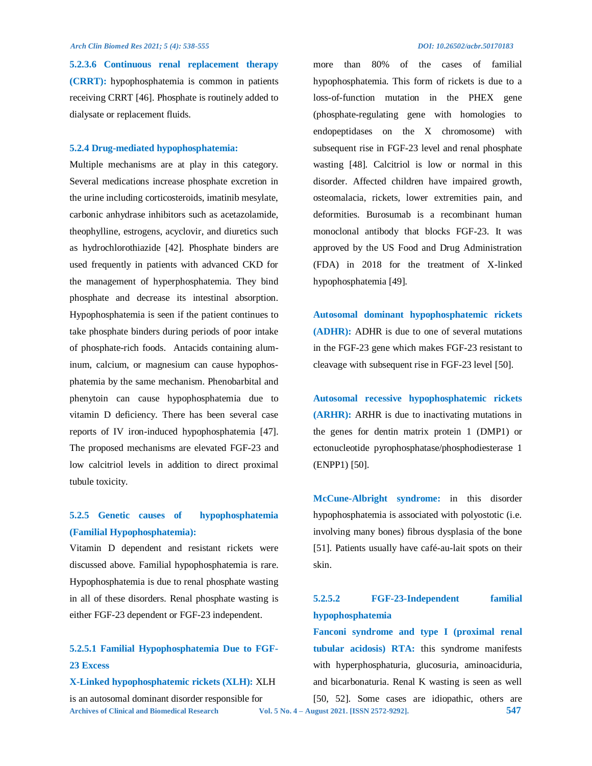**5.2.3.6 Continuous renal replacement therapy (CRRT):** hypophosphatemia is common in patients receiving CRRT [46]. Phosphate is routinely added to dialysate or replacement fluids.

#### 5.2.4 Drug-mediated hypophosphatemia:

Multiple mechanisms are at play in this category. Several medications increase phosphate excretion in the urine including corticosteroids, imatinib mesylate, carbonic anhydrase inhibitors such as acetazolamide, theophylline, estrogens, acyclovir, and diuretics such as hydrochlorothiazide [42]. Phosphate binders are used frequently in patients with advanced CKD for the management of hyperphosphatemia. They bind phosphate and decrease its intestinal absorption. Hypophosphatemia is seen if the patient continues to take phosphate binders during periods of poor intake of phosphate-rich foods. Antacids containing aluminum, calcium, or magnesium can cause hypophosphatemia by the same mechanism. Phenobarbital and phenytoin can cause hypophosphatemia due to vitamin D deficiency. There has been several case reports of IV iron-induced hypophosphatemia [47]. The proposed mechanisms are elevated FGF-23 and low calcitriol levels in addition to direct proximal tubule toxicity.

#### 5.2.5 Genetic causes of hypophosphatemia (Familial Hypophosphatemia):

Vitamin D dependent and resistant rickets were discussed above. Familial hypophosphatemia is rare. Hypophosphatemia is due to renal phosphate wasting in all of these disorders. Renal phosphate wasting is either FGF-23 dependent or FGF-23 independent.

##### 5.2.5.1 Familial Hypophosphatemia Due to FGF-23 Excess

**X-Linked hypophosphatemic rickets (XLH):** XLH is an autosomal dominant disorder responsible for more than 80% of the cases of familial hypophosphatemia. This form of rickets is due to a loss-of-function mutation in the PHEX gene (phosphate-regulating gene with homologies to endopeptidases on the X chromosome) with subsequent rise in FGF-23 level and renal phosphate wasting [48]. Calcitriol is low or normal in this disorder. Affected children have impaired growth, osteomalacia, rickets, lower extremities pain, and deformities. Burosumab is a recombinant human monoclonal antibody that blocks FGF-23. It was approved by the US Food and Drug Administration (FDA) in 2018 for the treatment of X-linked hypophosphatemia [49].

**Autosomal dominant hypophosphatemic rickets (ADHR):** ADHR is due to one of several mutations in the FGF-23 gene which makes FGF-23 resistant to cleavage with subsequent rise in FGF-23 level [50].

**Autosomal recessive hypophosphatemic rickets (ARHR):** ARHR is due to inactivating mutations in the genes for dentin matrix protein 1 (DMP1) or ectonucleotide pyrophosphatase/phosphodiesterase 1 (ENPP1) [50].

**McCune-Albright syndrome:** in this disorder hypophosphatemia is associated with polyostotic (i.e. involving many bones) fibrous dysplasia of the bone [51]. Patients usually have café-au-lait spots on their skin.

##### 5.2.5.2 FGF-23-Independent familial hypophosphatemia

**Fanconi syndrome and type I (proximal renal tubular acidosis) RTA:** this syndrome manifests with hyperphosphaturia, glucosuria, aminoaciduria, and bicarbonaturia. Renal K wasting is seen as well [50, 52]. Some cases are idiopathic, others are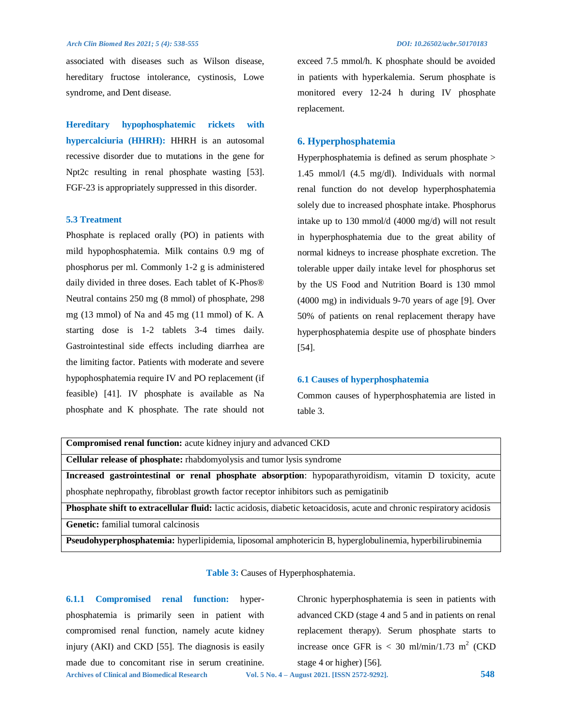associated with diseases such as Wilson disease, hereditary fructose intolerance, cystinosis, Lowe syndrome, and Dent disease.

**Hereditary hypophosphatemic rickets with hypercalciuria (HHRH):** HHRH is an autosomal recessive disorder due to mutations in the gene for Npt2c resulting in renal phosphate wasting [53]. FGF-23 is appropriately suppressed in this disorder.

### 5.3 Treatment

Phosphate is replaced orally (PO) in patients with mild hypophosphatemia. Milk contains 0.9 mg of phosphorus per ml. Commonly 1-2 g is administered daily divided in three doses. Each tablet of K-Phos® Neutral contains 250 mg (8 mmol) of phosphate, 298 mg (13 mmol) of Na and 45 mg (11 mmol) of K. A starting dose is 1-2 tablets 3-4 times daily. Gastrointestinal side effects including diarrhea are the limiting factor. Patients with moderate and severe hypophosphatemia require IV and PO replacement (if feasible) [41]. IV phosphate is available as Na phosphate and K phosphate. The rate should not exceed 7.5 mmol/h. K phosphate should be avoided in patients with hyperkalemia. Serum phosphate is monitored every 12-24 h during IV phosphate replacement.

## 6. Hyperphosphatemia

Hyperphosphatemia is defined as serum phosphate > 1.45 mmol/l (4.5 mg/dl). Individuals with normal renal function do not develop hyperphosphatemia solely due to increased phosphate intake. Phosphorus intake up to 130 mmol/d (4000 mg/d) will not result in hyperphosphatemia due to the great ability of normal kidneys to increase phosphate excretion. The tolerable upper daily intake level for phosphorus set by the US Food and Nutrition Board is 130 mmol (4000 mg) in individuals 9-70 years of age [9]. Over 50% of patients on renal replacement therapy have hyperphosphatemia despite use of phosphate binders [54].

### 6.1 Causes of hyperphosphatemia

Common causes of hyperphosphatemia are listed in table 3.

| |
|---|
| **Compromised renal function:** acute kidney injury and advanced CKD |
| **Cellular release of phosphate:** rhabdomyolysis and tumor lysis syndrome |
| **Increased gastrointestinal or renal phosphate absorption**: hypoparathyroidism, vitamin D toxicity, acute phosphate nephropathy, fibroblast growth factor receptor inhibitors such as pemigatinib |
| **Phosphate shift to extracellular fluid:** lactic acidosis, diabetic ketoacidosis, acute and chronic respiratory acidosis |
| **Genetic:** familial tumoral calcinosis |
| **Pseudohyperphosphatemia:** hyperlipidemia, liposomal amphotericin B, hyperglobulinemia, hyperbilirubinemia |

**Table 3:** Causes of Hyperphosphatemia.

**6.1.1 Compromised renal function:** hyperphosphatemia is primarily seen in patient with compromised renal function, namely acute kidney injury (AKI) and CKD [55]. The diagnosis is easily made due to concomitant rise in serum creatinine. Chronic hyperphosphatemia is seen in patients with advanced CKD (stage 4 and 5 and in patients on renal replacement therapy). Serum phosphate starts to increase once GFR is < 30 ml/min/1.73 $m^2$ (CKD stage 4 or higher) [56].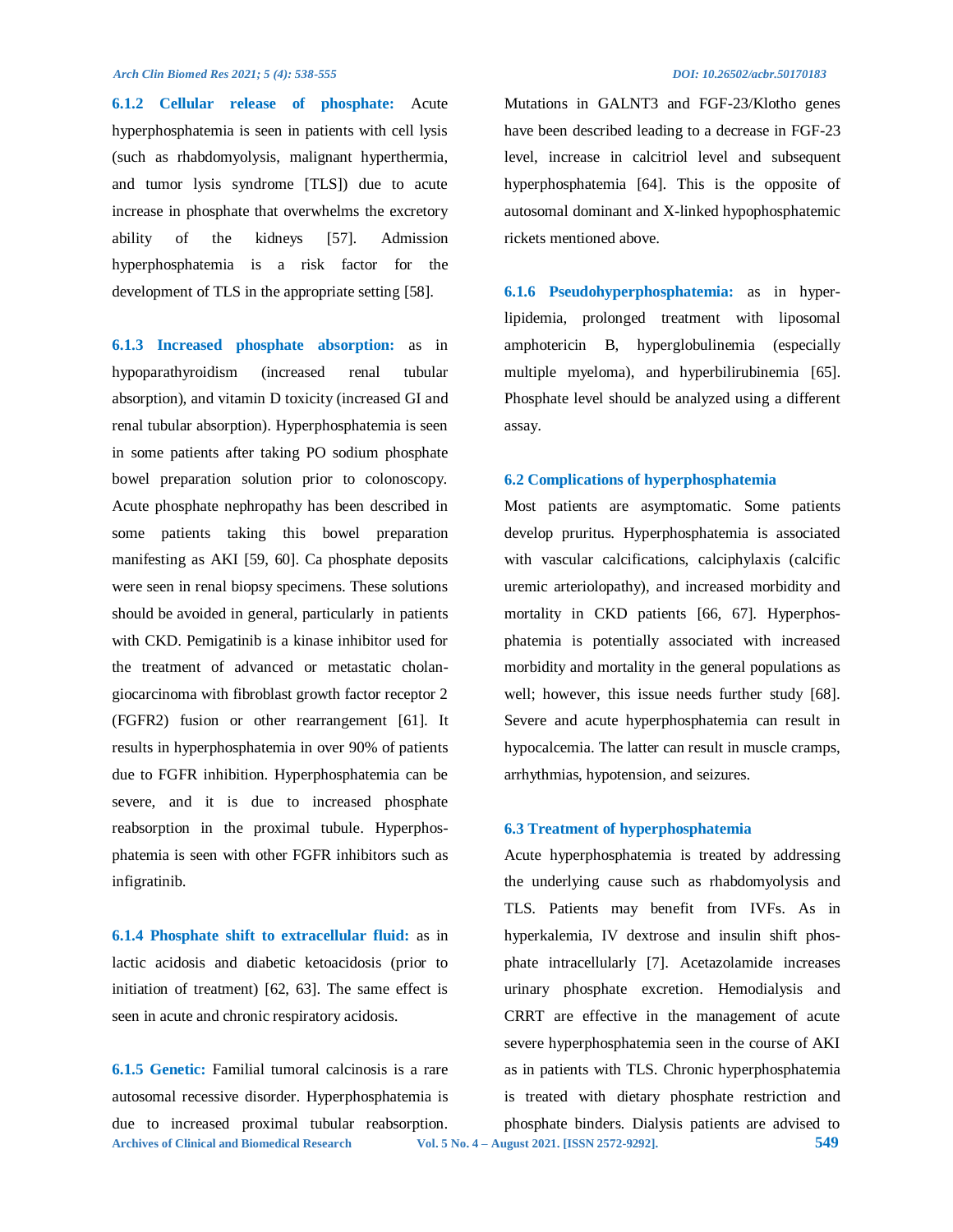**6.1.2 Cellular release of phosphate:** Acute hyperphosphatemia is seen in patients with cell lysis (such as rhabdomyolysis, malignant hyperthermia, and tumor lysis syndrome [TLS]) due to acute increase in phosphate that overwhelms the excretory ability of the kidneys [57]. Admission hyperphosphatemia is a risk factor for the development of TLS in the appropriate setting [58].

**6.1.3 Increased phosphate absorption:** as in hypoparathyroidism (increased renal tubular absorption), and vitamin D toxicity (increased GI and renal tubular absorption). Hyperphosphatemia is seen in some patients after taking PO sodium phosphate bowel preparation solution prior to colonoscopy. Acute phosphate nephropathy has been described in some patients taking this bowel preparation manifesting as AKI [59, 60]. Ca phosphate deposits were seen in renal biopsy specimens. These solutions should be avoided in general, particularly in patients with CKD. Pemigatinib is a kinase inhibitor used for the treatment of advanced or metastatic cholangiocarcinoma with fibroblast growth factor receptor 2 (FGFR2) fusion or other rearrangement [61]. It results in hyperphosphatemia in over 90% of patients due to FGFR inhibition. Hyperphosphatemia can be severe, and it is due to increased phosphate reabsorption in the proximal tubule. Hyperphosphatemia is seen with other FGFR inhibitors such as infigratinib.

**6.1.4 Phosphate shift to extracellular fluid:** as in lactic acidosis and diabetic ketoacidosis (prior to initiation of treatment) [62, 63]. The same effect is seen in acute and chronic respiratory acidosis.

**6.1.5 Genetic:** Familial tumoral calcinosis is a rare autosomal recessive disorder. Hyperphosphatemia is due to increased proximal tubular reabsorption. Mutations in GALNT3 and FGF-23/Klotho genes have been described leading to a decrease in FGF-23 level, increase in calcitriol level and subsequent hyperphosphatemia [64]. This is the opposite of autosomal dominant and X-linked hypophosphatemic rickets mentioned above.

**6.1.6 Pseudohyperphosphatemia:** as in hyperlipidemia, prolonged treatment with liposomal amphotericin B, hyperglobulinemia (especially multiple myeloma), and hyperbilirubinemia [65]. Phosphate level should be analyzed using a different assay.

### 6.2 Complications of hyperphosphatemia

Most patients are asymptomatic. Some patients develop pruritus. Hyperphosphatemia is associated with vascular calcifications, calciphylaxis (calcific uremic arteriolopathy), and increased morbidity and mortality in CKD patients [66, 67]. Hyperphosphatemia is potentially associated with increased morbidity and mortality in the general populations as well; however, this issue needs further study [68]. Severe and acute hyperphosphatemia can result in hypocalcemia. The latter can result in muscle cramps, arrhythmias, hypotension, and seizures.

### 6.3 Treatment of hyperphosphatemia

Acute hyperphosphatemia is treated by addressing the underlying cause such as rhabdomyolysis and TLS. Patients may benefit from IVFs. As in hyperkalemia, IV dextrose and insulin shift phosphate intracellularly [7]. Acetazolamide increases urinary phosphate excretion. Hemodialysis and CRRT are effective in the management of acute severe hyperphosphatemia seen in the course of AKI as in patients with TLS. Chronic hyperphosphatemia is treated with dietary phosphate restriction and phosphate binders. Dialysis patients are advised to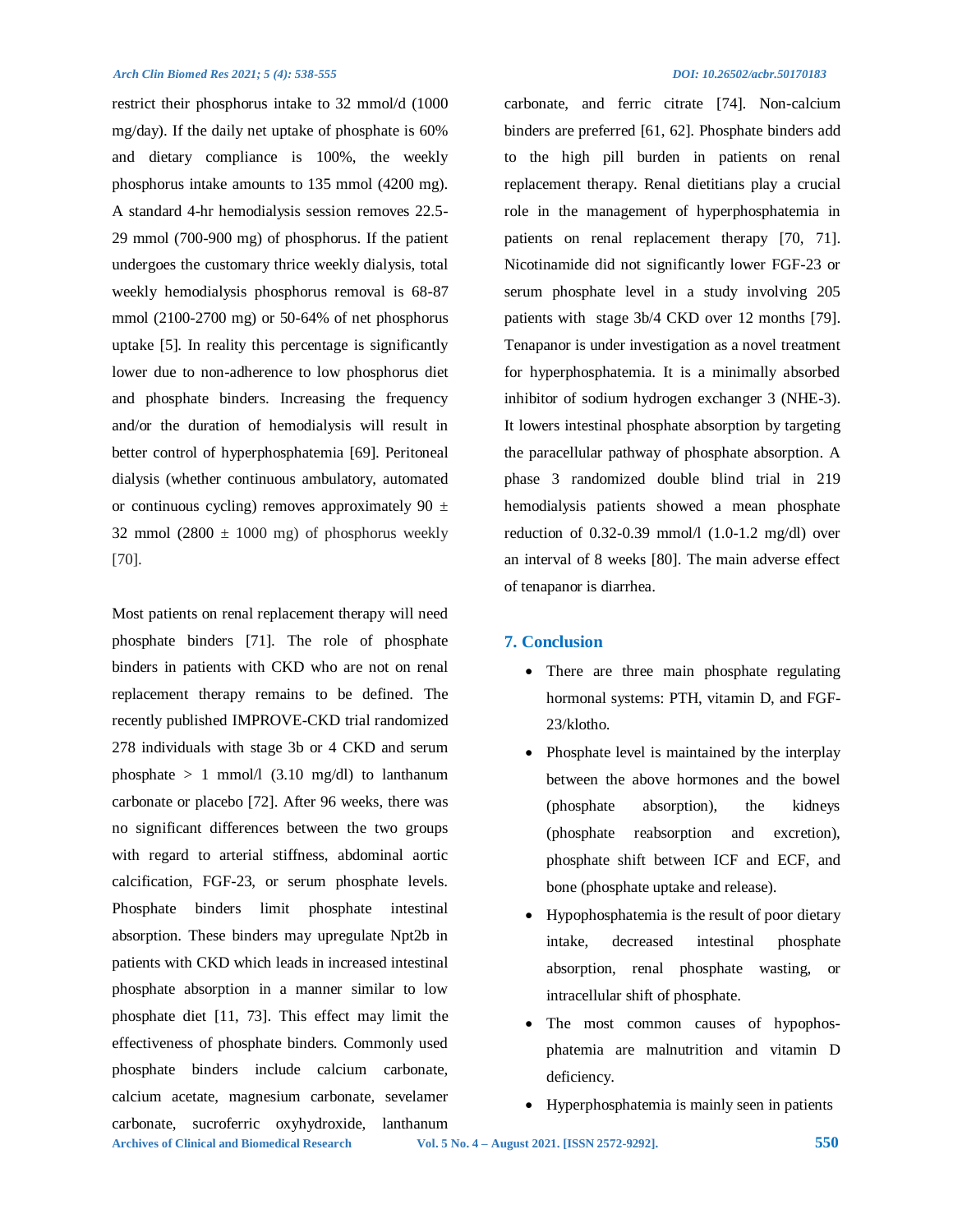restrict their phosphorus intake to 32 mmol/d (1000 mg/day). If the daily net uptake of phosphate is 60% and dietary compliance is 100%, the weekly phosphorus intake amounts to 135 mmol (4200 mg). A standard 4-hr hemodialysis session removes 22.5-29 mmol (700-900 mg) of phosphorus. If the patient undergoes the customary thrice weekly dialysis, total weekly hemodialysis phosphorus removal is 68-87 mmol (2100-2700 mg) or 50-64% of net phosphorus uptake [5]. In reality this percentage is significantly lower due to non-adherence to low phosphorus diet and phosphate binders. Increasing the frequency and/or the duration of hemodialysis will result in better control of hyperphosphatemia [69]. Peritoneal dialysis (whether continuous ambulatory, automated or continuous cycling) removes approximately 90 ± 32 mmol (2800 ± 1000 mg) of phosphorus weekly [70].

Most patients on renal replacement therapy will need phosphate binders [71]. The role of phosphate binders in patients with CKD who are not on renal replacement therapy remains to be defined. The recently published IMPROVE-CKD trial randomized 278 individuals with stage 3b or 4 CKD and serum phosphate > 1 mmol/l (3.10 mg/dl) to lanthanum carbonate or placebo [72]. After 96 weeks, there was no significant differences between the two groups with regard to arterial stiffness, abdominal aortic calcification, FGF-23, or serum phosphate levels. Phosphate binders limit phosphate intestinal absorption. These binders may upregulate Npt2b in patients with CKD which leads in increased intestinal phosphate absorption in a manner similar to low phosphate diet [11, 73]. This effect may limit the effectiveness of phosphate binders. Commonly used phosphate binders include calcium carbonate, calcium acetate, magnesium carbonate, sevelamer carbonate, sucroferric oxyhydroxide, lanthanum carbonate, and ferric citrate [74]. Non-calcium binders are preferred [61, 62]. Phosphate binders add to the high pill burden in patients on renal replacement therapy. Renal dietitians play a crucial role in the management of hyperphosphatemia in patients on renal replacement therapy [70, 71]. Nicotinamide did not significantly lower FGF-23 or serum phosphate level in a study involving 205 patients with stage 3b/4 CKD over 12 months [79]. Tenapanor is under investigation as a novel treatment for hyperphosphatemia. It is a minimally absorbed inhibitor of sodium hydrogen exchanger 3 (NHE-3). It lowers intestinal phosphate absorption by targeting the paracellular pathway of phosphate absorption. A phase 3 randomized double blind trial in 219 hemodialysis patients showed a mean phosphate reduction of 0.32-0.39 mmol/l (1.0-1.2 mg/dl) over an interval of 8 weeks [80]. The main adverse effect of tenapanor is diarrhea.

## 7. Conclusion

- There are three main phosphate regulating hormonal systems: PTH, vitamin D, and FGF-23/klotho.
- Phosphate level is maintained by the interplay between the above hormones and the bowel (phosphate absorption), the kidneys (phosphate reabsorption and excretion), phosphate shift between ICF and ECF, and bone (phosphate uptake and release).
- Hypophosphatemia is the result of poor dietary intake, decreased intestinal phosphate absorption, renal phosphate wasting, or intracellular shift of phosphate.
- The most common causes of hypophosphatemia are malnutrition and vitamin D deficiency.
- Hyperphosphatemia is mainly seen in patients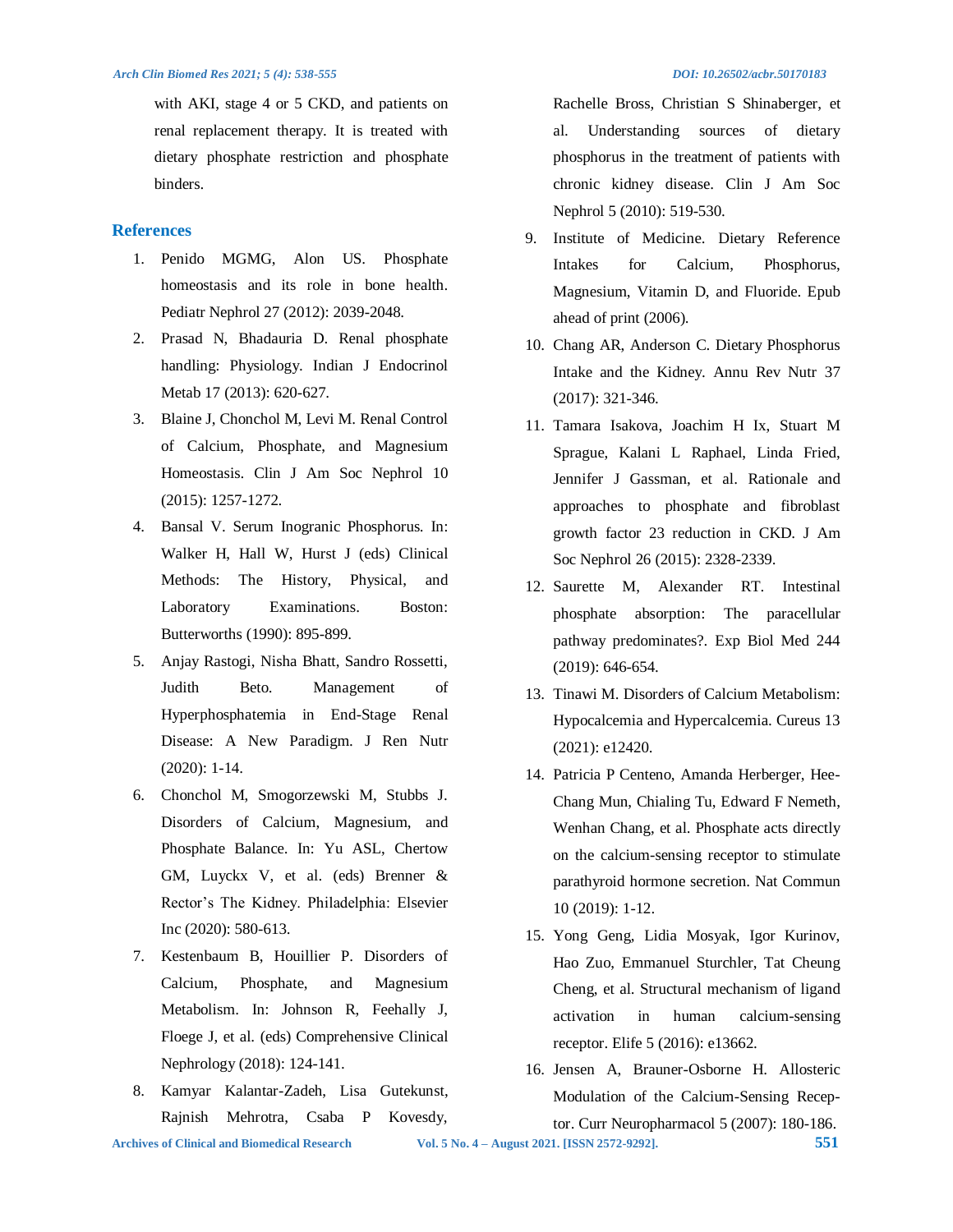with AKI, stage 4 or 5 CKD, and patients on renal replacement therapy. It is treated with dietary phosphate restriction and phosphate binders.

## References

1. Penido MGMG, Alon US. Phosphate homeostasis and its role in bone health. Pediatr Nephrol 27 (2012): 2039-2048.
2. Prasad N, Bhadauria D. Renal phosphate handling: Physiology. Indian J Endocrinol Metab 17 (2013): 620-627.
3. Blaine J, Chonchol M, Levi M. Renal Control of Calcium, Phosphate, and Magnesium Homeostasis. Clin J Am Soc Nephrol 10 (2015): 1257-1272.
4. Bansal V. Serum Inogranic Phosphorus. In: Walker H, Hall W, Hurst J (eds) Clinical Methods: The History, Physical, and Laboratory Examinations. Boston: Butterworths (1990): 895-899.
5. Anjay Rastogi, Nisha Bhatt, Sandro Rossetti, Judith Beto. Management of Hyperphosphatemia in End-Stage Renal Disease: A New Paradigm. J Ren Nutr (2020): 1-14.
6. Chonchol M, Smogorzewski M, Stubbs J. Disorders of Calcium, Magnesium, and Phosphate Balance. In: Yu ASL, Chertow GM, Luyckx V, et al. (eds) Brenner & Rector's The Kidney. Philadelphia: Elsevier Inc (2020): 580-613.
7. Kestenbaum B, Houillier P. Disorders of Calcium, Phosphate, and Magnesium Metabolism. In: Johnson R, Feehally J, Floege J, et al. (eds) Comprehensive Clinical Nephrology (2018): 124-141.
8. Kamyar Kalantar-Zadeh, Lisa Gutekunst, Rajnish Mehrotra, Csaba P Kovesdy, Rachelle Bross, Christian S Shinaberger, et al. Understanding sources of dietary phosphorus in the treatment of patients with chronic kidney disease. Clin J Am Soc Nephrol 5 (2010): 519-530.
9. Institute of Medicine. Dietary Reference Intakes for Calcium, Phosphorus, Magnesium, Vitamin D, and Fluoride. Epub ahead of print (2006).
10. Chang AR, Anderson C. Dietary Phosphorus Intake and the Kidney. Annu Rev Nutr 37 (2017): 321-346.
11. Tamara Isakova, Joachim H Ix, Stuart M Sprague, Kalani L Raphael, Linda Fried, Jennifer J Gassman, et al. Rationale and approaches to phosphate and fibroblast growth factor 23 reduction in CKD. J Am Soc Nephrol 26 (2015): 2328-2339.
12. Saurette M, Alexander RT. Intestinal phosphate absorption: The paracellular pathway predominates?. Exp Biol Med 244 (2019): 646-654.
13. Tinawi M. Disorders of Calcium Metabolism: Hypocalcemia and Hypercalcemia. Cureus 13 (2021): e12420.
14. Patricia P Centeno, Amanda Herberger, Hee-Chang Mun, Chialing Tu, Edward F Nemeth, Wenhan Chang, et al. Phosphate acts directly on the calcium-sensing receptor to stimulate parathyroid hormone secretion. Nat Commun 10 (2019): 1-12.
15. Yong Geng, Lidia Mosyak, Igor Kurinov, Hao Zuo, Emmanuel Sturchler, Tat Cheung Cheng, et al. Structural mechanism of ligand activation in human calcium-sensing receptor. Elife 5 (2016): e13662.
16. Jensen A, Brauner-Osborne H. Allosteric Modulation of the Calcium-Sensing Receptor. Curr Neuropharmacol 5 (2007): 180-186.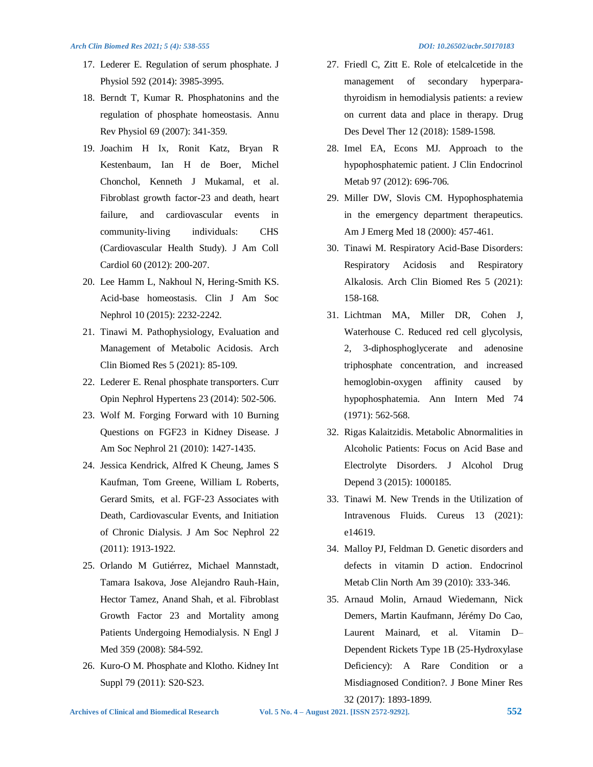17. Lederer E. Regulation of serum phosphate. J Physiol 592 (2014): 3985-3995.
18. Berndt T, Kumar R. Phosphatonins and the regulation of phosphate homeostasis. Annu Rev Physiol 69 (2007): 341-359.
19. Joachim H Ix, Ronit Katz, Bryan R Kestenbaum, Ian H de Boer, Michel Chonchol, Kenneth J Mukamal, et al. Fibroblast growth factor-23 and death, heart failure, and cardiovascular events in community-living individuals: CHS (Cardiovascular Health Study). J Am Coll Cardiol 60 (2012): 200-207.
20. Lee Hamm L, Nakhoul N, Hering-Smith KS. Acid-base homeostasis. Clin J Am Soc Nephrol 10 (2015): 2232-2242.
21. Tinawi M. Pathophysiology, Evaluation and Management of Metabolic Acidosis. Arch Clin Biomed Res 5 (2021): 85-109.
22. Lederer E. Renal phosphate transporters. Curr Opin Nephrol Hypertens 23 (2014): 502-506.
23. Wolf M. Forging Forward with 10 Burning Questions on FGF23 in Kidney Disease. J Am Soc Nephrol 21 (2010): 1427-1435.
24. Jessica Kendrick, Alfred K Cheung, James S Kaufman, Tom Greene, William L Roberts, Gerard Smits, et al. FGF-23 Associates with Death, Cardiovascular Events, and Initiation of Chronic Dialysis. J Am Soc Nephrol 22 (2011): 1913-1922.
25. Orlando M Gutiérrez, Michael Mannstadt, Tamara Isakova, Jose Alejandro Rauh-Hain, Hector Tamez, Anand Shah, et al. Fibroblast Growth Factor 23 and Mortality among Patients Undergoing Hemodialysis. N Engl J Med 359 (2008): 584-592.
26. Kuro-O M. Phosphate and Klotho. Kidney Int Suppl 79 (2011): S20-S23.
27. Friedl C, Zitt E. Role of etelcalcetide in the management of secondary hyperpara-thyroidism in hemodialysis patients: a review on current data and place in therapy. Drug Des Devel Ther 12 (2018): 1589-1598.
28. Imel EA, Econs MJ. Approach to the hypophosphatemic patient. J Clin Endocrinol Metab 97 (2012): 696-706.
29. Miller DW, Slovis CM. Hypophosphatemia in the emergency department therapeutics. Am J Emerg Med 18 (2000): 457-461.
30. Tinawi M. Respiratory Acid-Base Disorders: Respiratory Acidosis and Respiratory Alkalosis. Arch Clin Biomed Res 5 (2021): 158-168.
31. Lichtman MA, Miller DR, Cohen J, Waterhouse C. Reduced red cell glycolysis, 2, 3-diphosphoglycerate and adenosine triphosphate concentration, and increased hemoglobin-oxygen affinity caused by hypophosphatemia. Ann Intern Med 74 (1971): 562-568.
32. Rigas Kalaitzidis. Metabolic Abnormalities in Alcoholic Patients: Focus on Acid Base and Electrolyte Disorders. J Alcohol Drug Depend 3 (2015): 1000185.
33. Tinawi M. New Trends in the Utilization of Intravenous Fluids. Cureus 13 (2021): e14619.
34. Malloy PJ, Feldman D. Genetic disorders and defects in vitamin D action. Endocrinol Metab Clin North Am 39 (2010): 333-346.
35. Arnaud Molin, Arnaud Wiedemann, Nick Demers, Martin Kaufmann, Jérémy Do Cao, Laurent Mainard, et al. Vitamin D–Dependent Rickets Type 1B (25-Hydroxylase Deficiency): A Rare Condition or a Misdiagnosed Condition?. J Bone Miner Res 32 (2017): 1893-1899.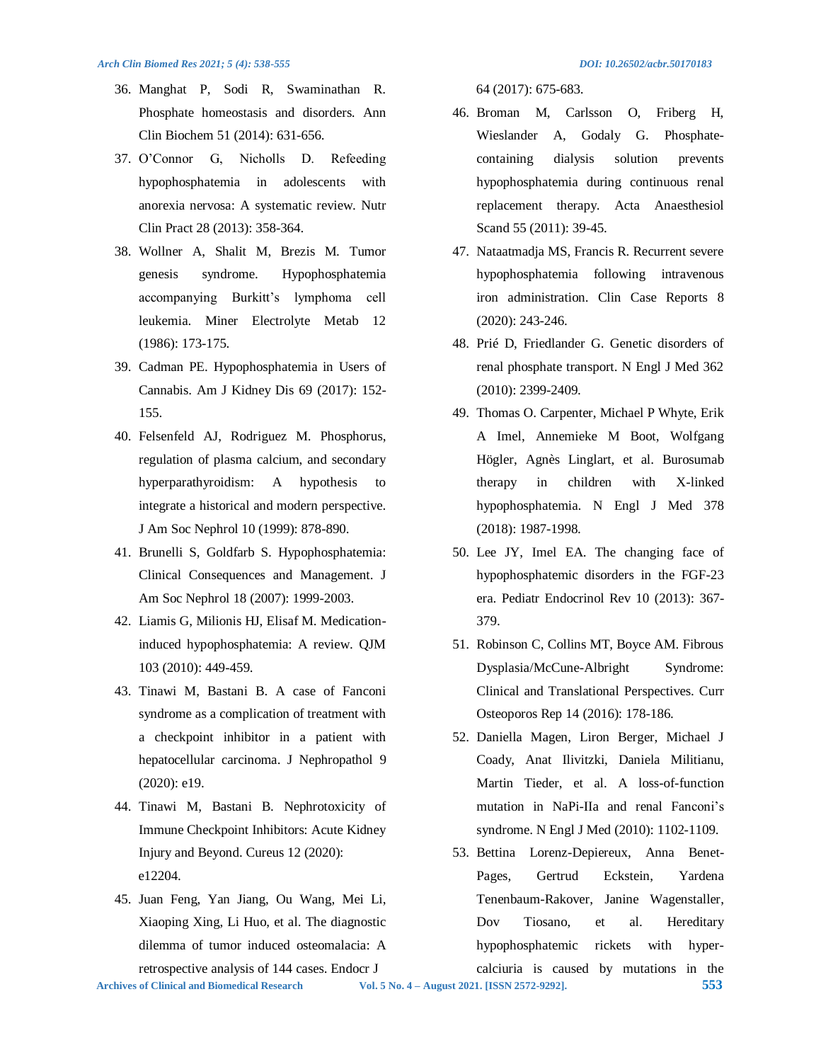36. Manghat P, Sodi R, Swaminathan R. Phosphate homeostasis and disorders. Ann Clin Biochem 51 (2014): 631-656.
37. O'Connor G, Nicholls D. Refeeding hypophosphatemia in adolescents with anorexia nervosa: A systematic review. Nutr Clin Pract 28 (2013): 358-364.
38. Wollner A, Shalit M, Brezis M. Tumor genesis syndrome. Hypophosphatemia accompanying Burkitt's lymphoma cell leukemia. Miner Electrolyte Metab 12 (1986): 173-175.
39. Cadman PE. Hypophosphatemia in Users of Cannabis. Am J Kidney Dis 69 (2017): 152-155.
40. Felsenfeld AJ, Rodriguez M. Phosphorus, regulation of plasma calcium, and secondary hyperparathyroidism: A hypothesis to integrate a historical and modern perspective. J Am Soc Nephrol 10 (1999): 878-890.
41. Brunelli S, Goldfarb S. Hypophosphatemia: Clinical Consequences and Management. J Am Soc Nephrol 18 (2007): 1999-2003.
42. Liamis G, Milionis HJ, Elisaf M. Medication-induced hypophosphatemia: A review. QJM 103 (2010): 449-459.
43. Tinawi M, Bastani B. A case of Fanconi syndrome as a complication of treatment with a checkpoint inhibitor in a patient with hepatocellular carcinoma. J Nephropathol 9 (2020): e19.
44. Tinawi M, Bastani B. Nephrotoxicity of Immune Checkpoint Inhibitors: Acute Kidney Injury and Beyond. Cureus 12 (2020): e12204.
45. Juan Feng, Yan Jiang, Ou Wang, Mei Li, Xiaoping Xing, Li Huo, et al. The diagnostic dilemma of tumor induced osteomalacia: A retrospective analysis of 144 cases. Endocr J 64 (2017): 675-683.
46. Broman M, Carlsson O, Friberg H, Wieslander A, Godaly G. Phosphate-containing dialysis solution prevents hypophosphatemia during continuous renal replacement therapy. Acta Anaesthesiol Scand 55 (2011): 39-45.
47. Nataatmadja MS, Francis R. Recurrent severe hypophosphatemia following intravenous iron administration. Clin Case Reports 8 (2020): 243-246.
48. Prié D, Friedlander G. Genetic disorders of renal phosphate transport. N Engl J Med 362 (2010): 2399-2409.
49. Thomas O. Carpenter, Michael P Whyte, Erik A Imel, Annemieke M Boot, Wolfgang Högler, Agnès Linglart, et al. Burosumab therapy in children with X-linked hypophosphatemia. N Engl J Med 378 (2018): 1987-1998.
50. Lee JY, Imel EA. The changing face of hypophosphatemic disorders in the FGF-23 era. Pediatr Endocrinol Rev 10 (2013): 367-379.
51. Robinson C, Collins MT, Boyce AM. Fibrous Dysplasia/McCune-Albright Syndrome: Clinical and Translational Perspectives. Curr Osteoporos Rep 14 (2016): 178-186.
52. Daniella Magen, Liron Berger, Michael J Coady, Anat Ilivitzki, Daniela Militianu, Martin Tieder, et al. A loss-of-function mutation in NaPi-IIa and renal Fanconi's syndrome. N Engl J Med (2010): 1102-1109.
53. Bettina Lorenz-Depiereux, Anna Benet-Pages, Gertrud Eckstein, Yardena Tenenbaum-Rakover, Janine Wagenstaller, Dov Tiosano, et al. Hereditary hypophosphatemic rickets with hyper-calciuria is caused by mutations in the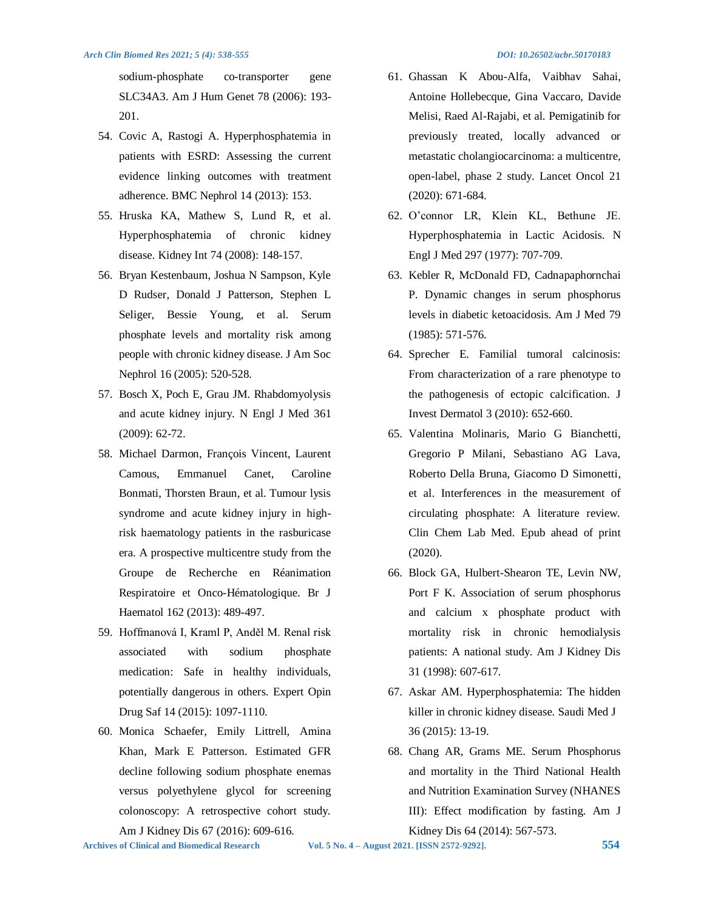sodium-phosphate co-transporter gene SLC34A3. Am J Hum Genet 78 (2006): 193-201.

54. Covic A, Rastogi A. Hyperphosphatemia in patients with ESRD: Assessing the current evidence linking outcomes with treatment adherence. BMC Nephrol 14 (2013): 153.
55. Hruska KA, Mathew S, Lund R, et al. Hyperphosphatemia of chronic kidney disease. Kidney Int 74 (2008): 148-157.
56. Bryan Kestenbaum, Joshua N Sampson, Kyle D Rudser, Donald J Patterson, Stephen L Seliger, Bessie Young, et al. Serum phosphate levels and mortality risk among people with chronic kidney disease. J Am Soc Nephrol 16 (2005): 520-528.
57. Bosch X, Poch E, Grau JM. Rhabdomyolysis and acute kidney injury. N Engl J Med 361 (2009): 62-72.
58. Michael Darmon, François Vincent, Laurent Camous, Emmanuel Canet, Caroline Bonmati, Thorsten Braun, et al. Tumour lysis syndrome and acute kidney injury in high-risk haematology patients in the rasburicase era. A prospective multicentre study from the Groupe de Recherche en Réanimation Respiratoire et Onco-Hématologique. Br J Haematol 162 (2013): 489-497.
59. Hoffmanová I, Kraml P, Anděl M. Renal risk associated with sodium phosphate medication: Safe in healthy individuals, potentially dangerous in others. Expert Opin Drug Saf 14 (2015): 1097-1110.
60. Monica Schaefer, Emily Littrell, Amina Khan, Mark E Patterson. Estimated GFR decline following sodium phosphate enemas versus polyethylene glycol for screening colonoscopy: A retrospective cohort study. Am J Kidney Dis 67 (2016): 609-616.
61. Ghassan K Abou-Alfa, Vaibhav Sahai, Antoine Hollebecque, Gina Vaccaro, Davide Melisi, Raed Al-Rajabi, et al. Pemigatinib for previously treated, locally advanced or metastatic cholangiocarcinoma: a multicentre, open-label, phase 2 study. Lancet Oncol 21 (2020): 671-684.
62. O'connor LR, Klein KL, Bethune JE. Hyperphosphatemia in Lactic Acidosis. N Engl J Med 297 (1977): 707-709.
63. Kebler R, McDonald FD, Cadnapaphornchai P. Dynamic changes in serum phosphorus levels in diabetic ketoacidosis. Am J Med 79 (1985): 571-576.
64. Sprecher E. Familial tumoral calcinosis: From characterization of a rare phenotype to the pathogenesis of ectopic calcification. J Invest Dermatol 3 (2010): 652-660.
65. Valentina Molinaris, Mario G Bianchetti, Gregorio P Milani, Sebastiano AG Lava, Roberto Della Bruna, Giacomo D Simonetti, et al. Interferences in the measurement of circulating phosphate: A literature review. Clin Chem Lab Med. Epub ahead of print (2020).
66. Block GA, Hulbert-Shearon TE, Levin NW, Port F K. Association of serum phosphorus and calcium x phosphate product with mortality risk in chronic hemodialysis patients: A national study. Am J Kidney Dis 31 (1998): 607-617.
67. Askar AM. Hyperphosphatemia: The hidden killer in chronic kidney disease. Saudi Med J 36 (2015): 13-19.
68. Chang AR, Grams ME. Serum Phosphorus and mortality in the Third National Health and Nutrition Examination Survey (NHANES III): Effect modification by fasting. Am J Kidney Dis 64 (2014): 567-573.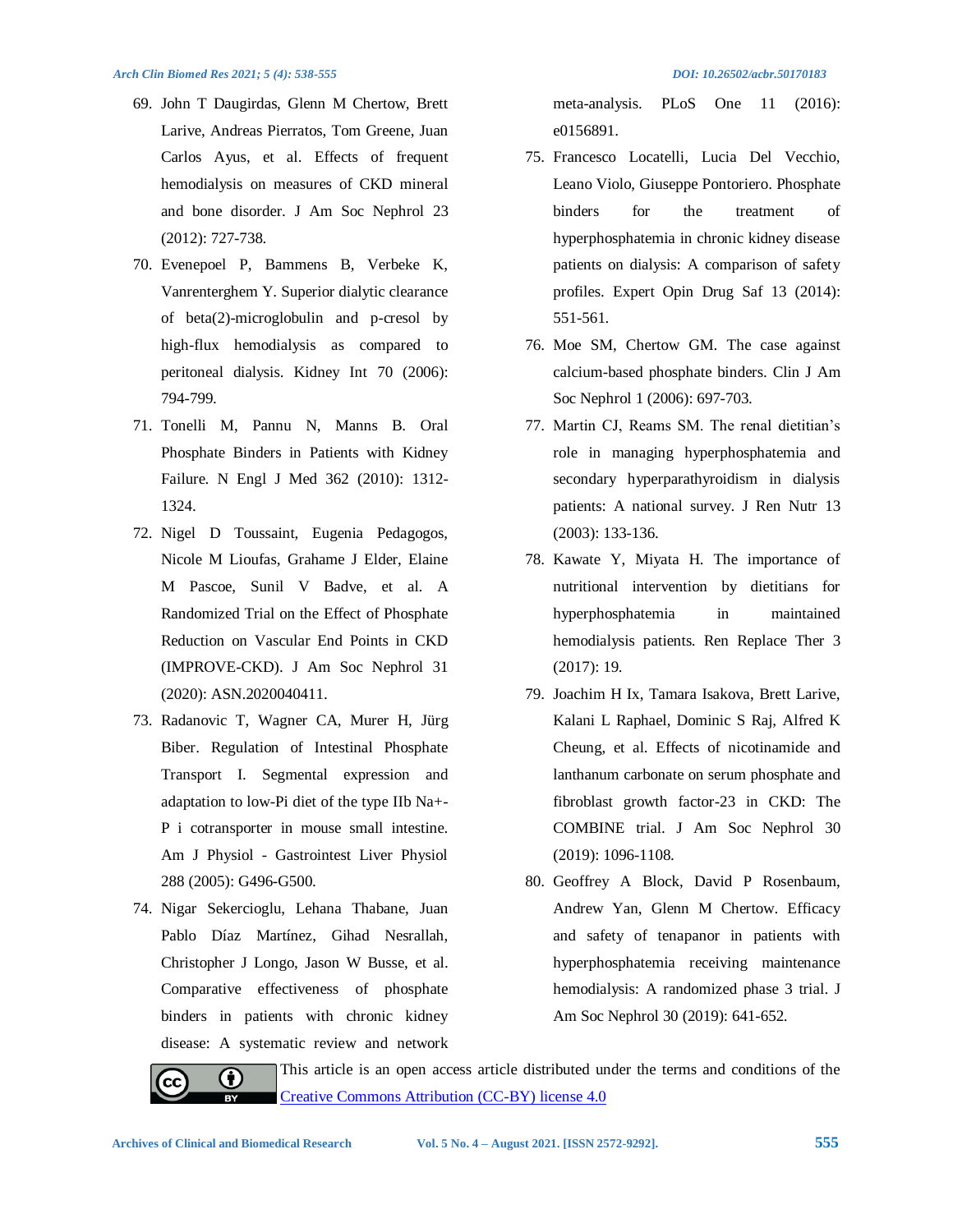69. John T Daugirdas, Glenn M Chertow, Brett Larive, Andreas Pierratos, Tom Greene, Juan Carlos Ayus, et al. Effects of frequent hemodialysis on measures of CKD mineral and bone disorder. J Am Soc Nephrol 23 (2012): 727-738.
70. Evenepoel P, Bammens B, Verbeke K, Vanrenterghem Y. Superior dialytic clearance of beta(2)-microglobulin and p-cresol by high-flux hemodialysis as compared to peritoneal dialysis. Kidney Int 70 (2006): 794-799.
71. Tonelli M, Pannu N, Manns B. Oral Phosphate Binders in Patients with Kidney Failure. N Engl J Med 362 (2010): 1312-1324.
72. Nigel D Toussaint, Eugenia Pedagogos, Nicole M Lioufas, Grahame J Elder, Elaine M Pascoe, Sunil V Badve, et al. A Randomized Trial on the Effect of Phosphate Reduction on Vascular End Points in CKD (IMPROVE-CKD). J Am Soc Nephrol 31 (2020): ASN.2020040411.
73. Radanovic T, Wagner CA, Murer H, Jürg Biber. Regulation of Intestinal Phosphate Transport I. Segmental expression and adaptation to low-Pi diet of the type IIb Na+-P i cotransporter in mouse small intestine. Am J Physiol - Gastrointest Liver Physiol 288 (2005): G496-G500.
74. Nigar Sekercioglu, Lehana Thabane, Juan Pablo Díaz Martínez, Gihad Nesrallah, Christopher J Longo, Jason W Busse, et al. Comparative effectiveness of phosphate binders in patients with chronic kidney disease: A systematic review and network meta-analysis. PLoS One 11 (2016): e0156891.
75. Francesco Locatelli, Lucia Del Vecchio, Leano Violo, Giuseppe Pontoriero. Phosphate binders for the treatment of hyperphosphatemia in chronic kidney disease patients on dialysis: A comparison of safety profiles. Expert Opin Drug Saf 13 (2014): 551-561.
76. Moe SM, Chertow GM. The case against calcium-based phosphate binders. Clin J Am Soc Nephrol 1 (2006): 697-703.
77. Martin CJ, Reams SM. The renal dietitian's role in managing hyperphosphatemia and secondary hyperparathyroidism in dialysis patients: A national survey. J Ren Nutr 13 (2003): 133-136.
78. Kawate Y, Miyata H. The importance of nutritional intervention by dietitians for hyperphosphatemia in maintained hemodialysis patients. Ren Replace Ther 3 (2017): 19.
79. Joachim H Ix, Tamara Isakova, Brett Larive, Kalani L Raphael, Dominic S Raj, Alfred K Cheung, et al. Effects of nicotinamide and lanthanum carbonate on serum phosphate and fibroblast growth factor-23 in CKD: The COMBINE trial. J Am Soc Nephrol 30 (2019): 1096-1108.
80. Geoffrey A Block, David P Rosenbaum, Andrew Yan, Glenn M Chertow. Efficacy and safety of tenapanor in patients with hyperphosphatemia receiving maintenance hemodialysis: A randomized phase 3 trial. J Am Soc Nephrol 30 (2019): 641-652.

This article is an open access article distributed under the terms and conditions of the [Creative Commons Attribution (CC-BY) license 4.0]